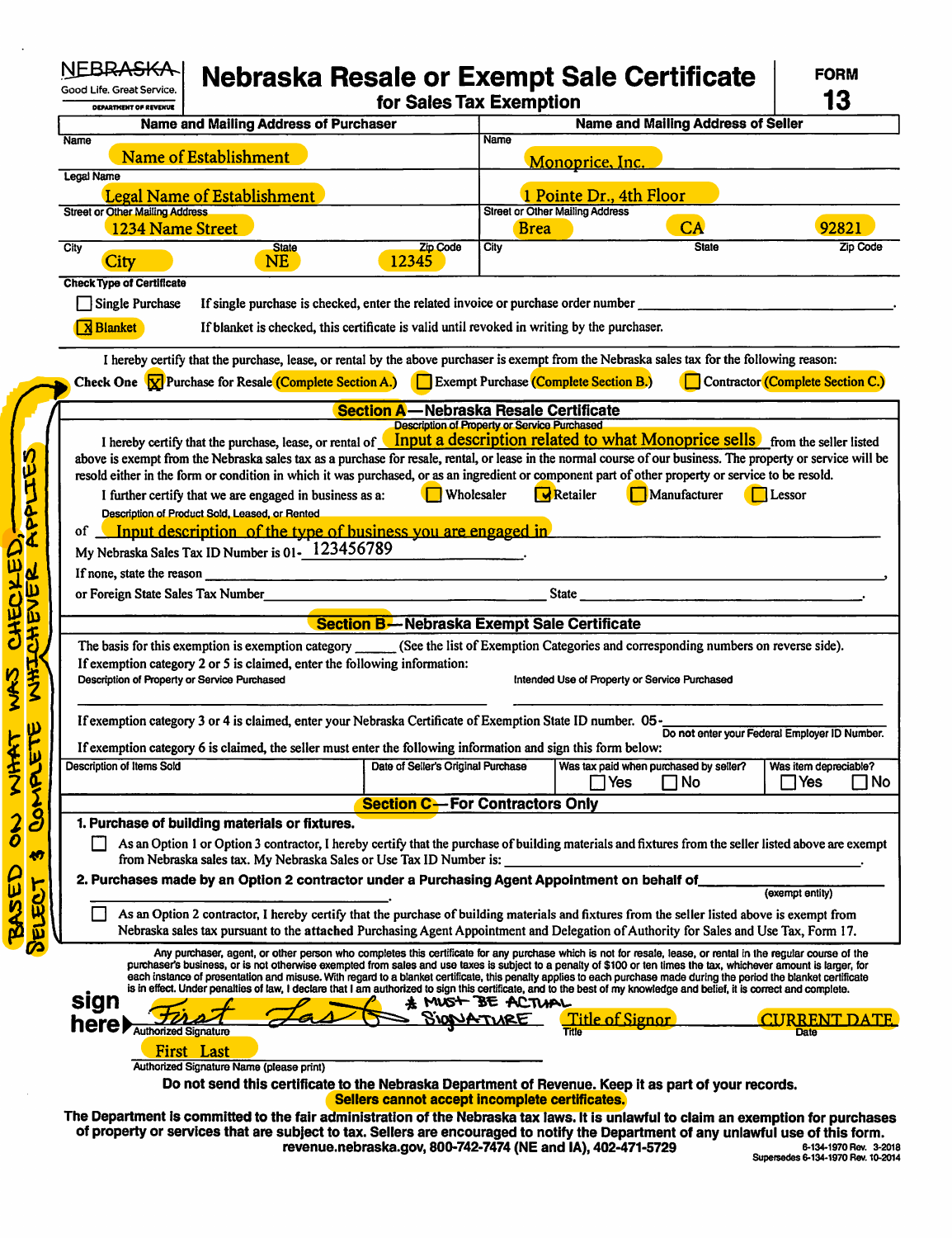NEBRASKA
Good Life. Great Service.
DEPARTMENT OF REVENUE

# Nebraska Resale or Exempt Sale Certificate

## for Sales Tax Exemption

**FORM 13**

| Name and Mailing Address of Purchaser | | | Name and Mailing Address of Seller | | |
|---|---|---|---|---|---|
| Name: Name of Establishment | | | Name: Monoprice, Inc. | | |
| Legal Name: Legal Name of Establishment | | | 1 Pointe Dr., 4th Floor | | |
| Street or Other Mailing Address: 1234 Name Street | | | Street or Other Mailing Address: Brea | CA | 92821 |
| City: City | State: NE | Zip Code: 12345 | City | State | Zip Code |

**Check Type of Certificate**

☐ Single Purchase — If single purchase is checked, enter the related invoice or purchase order number ______________.

☒ Blanket — If blanket is checked, this certificate is valid until revoked in writing by the purchaser.

I hereby certify that the purchase, lease, or rental by the above purchaser is exempt from the Nebraska sales tax for the following reason:

Check One ☒ Purchase for Resale (Complete Section A.) ☐ Exempt Purchase (Complete Section B.) ☐ Contractor (Complete Section C.)

BASED ON WHAT WAS CHECKED, SELECT & COMPLETE WHICHEVER APPLIES

### Section A—Nebraska Resale Certificate

I hereby certify that the purchase, lease, or rental of Input a description related to what Monoprice sells (Description of Property or Service Purchased) from the seller listed above is exempt from the Nebraska sales tax as a purchase for resale, rental, or lease in the normal course of our business. The property or service will be resold either in the form or condition in which it was purchased, or as an ingredient or component part of other property or service to be resold.

I further certify that we are engaged in business as a: ☐ Wholesaler ☒ Retailer ☐ Manufacturer ☐ Lessor

Description of Product Sold, Leased, or Rented

of Input description of the type of business you are engaged in

My Nebraska Sales Tax ID Number is 01- 123456789.

If none, state the reason ______________________________.

or Foreign State Sales Tax Number ______________________ State ______________.

### Section B—Nebraska Exempt Sale Certificate

The basis for this exemption is exemption category ______ (See the list of Exemption Categories and corresponding numbers on reverse side).

If exemption category 2 or 5 is claimed, enter the following information:

Description of Property or Service Purchased ______________________ Intended Use of Property or Service Purchased ______________________

If exemption category 3 or 4 is claimed, enter your Nebraska Certificate of Exemption State ID number. 05-______________

Do not enter your Federal Employer ID Number.

If exemption category 6 is claimed, the seller must enter the following information and sign this form below:

| Description of Items Sold | Date of Seller's Original Purchase | Was tax paid when purchased by seller? | Was item depreciable? |
|---|---|---|---|
| | | ☐ Yes ☐ No | ☐ Yes ☐ No |

### Section C—For Contractors Only

**1. Purchase of building materials or fixtures.**

☐ As an Option 1 or Option 3 contractor, I hereby certify that the purchase of building materials and fixtures from the seller listed above are exempt from Nebraska sales tax. My Nebraska Sales or Use Tax ID Number is: ______________.

**2. Purchases made by an Option 2 contractor under a Purchasing Agent Appointment on behalf of** ______________ (exempt entity).

☐ As an Option 2 contractor, I hereby certify that the purchase of building materials and fixtures from the seller listed above is exempt from Nebraska sales tax pursuant to the **attached** Purchasing Agent Appointment and Delegation of Authority for Sales and Use Tax, Form 17.

Any purchaser, agent, or other person who completes this certificate for any purchase which is not for resale, lease, or rental in the regular course of the purchaser's business, or is not otherwise exempted from sales and use taxes is subject to a penalty of $100 or ten times the tax, whichever amount is larger, for each instance of presentation and misuse. With regard to a blanket certificate, this penalty applies to each purchase made during the period the blanket certificate is in effect. Under penalties of law, I declare that I am authorized to sign this certificate, and to the best of my knowledge and belief, it is correct and complete.

**sign here** ▶ First Last (Authorized Signature) * MUST BE ACTUAL SIGNATURE — Title of Signor (Title) — CURRENT DATE (Date)

First Last
Authorized Signature Name (please print)

**Do not send this certificate to the Nebraska Department of Revenue. Keep it as part of your records.**

**Sellers cannot accept incomplete certificates.**

**The Department is committed to the fair administration of the Nebraska tax laws. It is unlawful to claim an exemption for purchases of property or services that are subject to tax. Sellers are encouraged to notify the Department of any unlawful use of this form.**
**revenue.nebraska.gov, 800-742-7474 (NE and IA), 402-471-5729**

6-134-1970 Rev. 3-2018
Supersedes 6-134-1970 Rev. 10-2014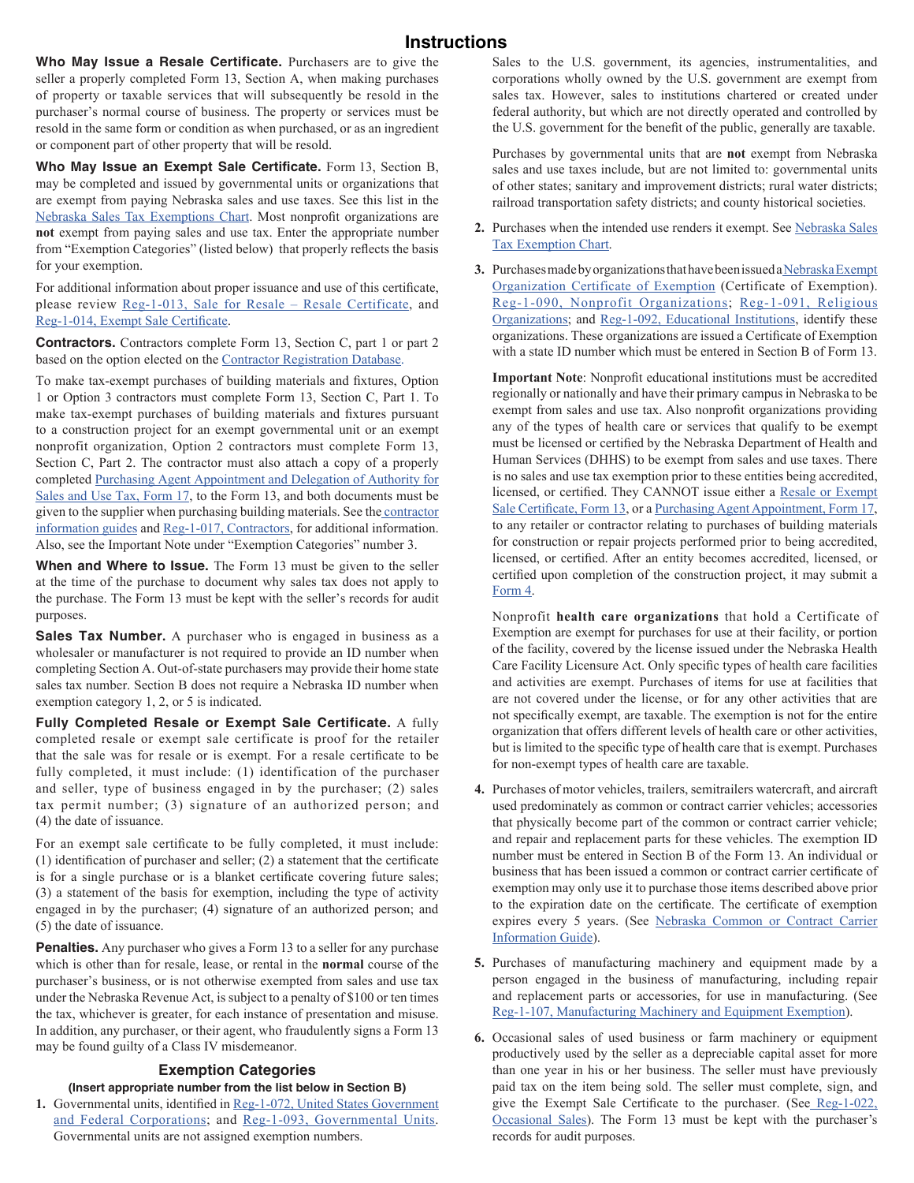# Instructions

**Who May Issue a Resale Certificate.** Purchasers are to give the seller a properly completed Form 13, Section A, when making purchases of property or taxable services that will subsequently be resold in the purchaser's normal course of business. The property or services must be resold in the same form or condition as when purchased, or as an ingredient or component part of other property that will be resold.

**Who May Issue an Exempt Sale Certificate.** Form 13, Section B, may be completed and issued by governmental units or organizations that are exempt from paying Nebraska sales and use taxes. See this list in the Nebraska Sales Tax Exemptions Chart. Most nonprofit organizations are **not** exempt from paying sales and use tax. Enter the appropriate number from "Exemption Categories" (listed below) that properly reflects the basis for your exemption.

For additional information about proper issuance and use of this certificate, please review Reg-1-013, Sale for Resale – Resale Certificate, and Reg-1-014, Exempt Sale Certificate.

**Contractors.** Contractors complete Form 13, Section C, part 1 or part 2 based on the option elected on the Contractor Registration Database.

To make tax-exempt purchases of building materials and fixtures, Option 1 or Option 3 contractors must complete Form 13, Section C, Part 1. To make tax-exempt purchases of building materials and fixtures pursuant to a construction project for an exempt governmental unit or an exempt nonprofit organization, Option 2 contractors must complete Form 13, Section C, Part 2. The contractor must also attach a copy of a properly completed Purchasing Agent Appointment and Delegation of Authority for Sales and Use Tax, Form 17, to the Form 13, and both documents must be given to the supplier when purchasing building materials. See the contractor information guides and Reg-1-017, Contractors, for additional information. Also, see the Important Note under "Exemption Categories" number 3.

**When and Where to Issue.** The Form 13 must be given to the seller at the time of the purchase to document why sales tax does not apply to the purchase. The Form 13 must be kept with the seller's records for audit purposes.

**Sales Tax Number.** A purchaser who is engaged in business as a wholesaler or manufacturer is not required to provide an ID number when completing Section A. Out-of-state purchasers may provide their home state sales tax number. Section B does not require a Nebraska ID number when exemption category 1, 2, or 5 is indicated.

**Fully Completed Resale or Exempt Sale Certificate.** A fully completed resale or exempt sale certificate is proof for the retailer that the sale was for resale or is exempt. For a resale certificate to be fully completed, it must include: (1) identification of the purchaser and seller, type of business engaged in by the purchaser; (2) sales tax permit number; (3) signature of an authorized person; and (4) the date of issuance.

For an exempt sale certificate to be fully completed, it must include: (1) identification of purchaser and seller; (2) a statement that the certificate is for a single purchase or is a blanket certificate covering future sales; (3) a statement of the basis for exemption, including the type of activity engaged in by the purchaser; (4) signature of an authorized person; and (5) the date of issuance.

**Penalties.** Any purchaser who gives a Form 13 to a seller for any purchase which is other than for resale, lease, or rental in the **normal** course of the purchaser's business, or is not otherwise exempted from sales and use tax under the Nebraska Revenue Act, is subject to a penalty of $100 or ten times the tax, whichever is greater, for each instance of presentation and misuse. In addition, any purchaser, or their agent, who fraudulently signs a Form 13 may be found guilty of a Class IV misdemeanor.

## Exemption Categories

**(Insert appropriate number from the list below in Section B)**

1. Governmental units, identified in Reg-1-072, United States Government and Federal Corporations; and Reg-1-093, Governmental Units. Governmental units are not assigned exemption numbers.

   Sales to the U.S. government, its agencies, instrumentalities, and corporations wholly owned by the U.S. government are exempt from sales tax. However, sales to institutions chartered or created under federal authority, but which are not directly operated and controlled by the U.S. government for the benefit of the public, generally are taxable.

   Purchases by governmental units that are **not** exempt from Nebraska sales and use taxes include, but are not limited to: governmental units of other states; sanitary and improvement districts; rural water districts; railroad transportation safety districts; and county historical societies.

2. Purchases when the intended use renders it exempt. See Nebraska Sales Tax Exemption Chart.

3. Purchases made by organizations that have been issued a Nebraska Exempt Organization Certificate of Exemption (Certificate of Exemption). Reg-1-090, Nonprofit Organizations; Reg-1-091, Religious Organizations; and Reg-1-092, Educational Institutions, identify these organizations. These organizations are issued a Certificate of Exemption with a state ID number which must be entered in Section B of Form 13.

   **Important Note**: Nonprofit educational institutions must be accredited regionally or nationally and have their primary campus in Nebraska to be exempt from sales and use tax. Also nonprofit organizations providing any of the types of health care or services that qualify to be exempt must be licensed or certified by the Nebraska Department of Health and Human Services (DHHS) to be exempt from sales and use taxes. There is no sales and use tax exemption prior to these entities being accredited, licensed, or certified. They CANNOT issue either a Resale or Exempt Sale Certificate, Form 13, or a Purchasing Agent Appointment, Form 17, to any retailer or contractor relating to purchases of building materials for construction or repair projects performed prior to being accredited, licensed, or certified. After an entity becomes accredited, licensed, or certified upon completion of the construction project, it may submit a Form 4.

   Nonprofit **health care organizations** that hold a Certificate of Exemption are exempt for purchases for use at their facility, or portion of the facility, covered by the license issued under the Nebraska Health Care Facility Licensure Act. Only specific types of health care facilities and activities are exempt. Purchases of items for use at facilities that are not covered under the license, or for any other activities that are not specifically exempt, are taxable. The exemption is not for the entire organization that offers different levels of health care or other activities, but is limited to the specific type of health care that is exempt. Purchases for non-exempt types of health care are taxable.

4. Purchases of motor vehicles, trailers, semitrailers watercraft, and aircraft used predominately as common or contract carrier vehicles; accessories that physically become part of the common or contract carrier vehicle; and repair and replacement parts for these vehicles. The exemption ID number must be entered in Section B of the Form 13. An individual or business that has been issued a common or contract carrier certificate of exemption may only use it to purchase those items described above prior to the expiration date on the certificate. The certificate of exemption expires every 5 years. (See Nebraska Common or Contract Carrier Information Guide).

5. Purchases of manufacturing machinery and equipment made by a person engaged in the business of manufacturing, including repair and replacement parts or accessories, for use in manufacturing. (See Reg-1-107, Manufacturing Machinery and Equipment Exemption).

6. Occasional sales of used business or farm machinery or equipment productively used by the seller as a depreciable capital asset for more than one year in his or her business. The seller must have previously paid tax on the item being sold. The seller must complete, sign, and give the Exempt Sale Certificate to the purchaser. (See Reg-1-022, Occasional Sales). The Form 13 must be kept with the purchaser's records for audit purposes.